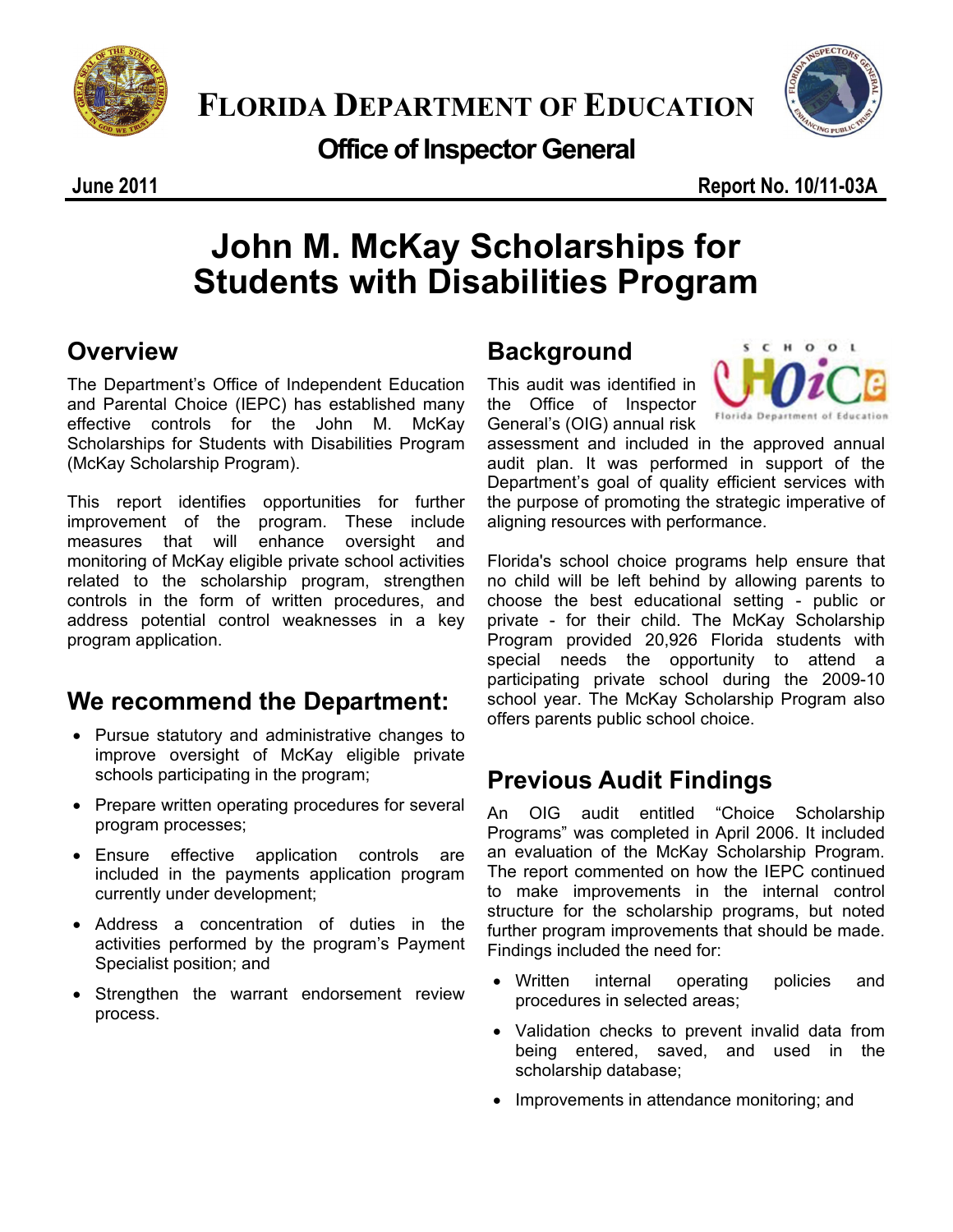# FLORIDA DEPARTMENT OF EDUCATION

## Office of Inspector General

**June 2011** **Report No. 10/11-03A**

# John M. McKay Scholarships for Students with Disabilities Program

## Overview

The Department's Office of Independent Education and Parental Choice (IEPC) has established many effective controls for the John M. McKay Scholarships for Students with Disabilities Program (McKay Scholarship Program).

This report identifies opportunities for further improvement of the program. These include measures that will enhance oversight and monitoring of McKay eligible private school activities related to the scholarship program, strengthen controls in the form of written procedures, and address potential control weaknesses in a key program application.

## We recommend the Department:

- Pursue statutory and administrative changes to improve oversight of McKay eligible private schools participating in the program;
- Prepare written operating procedures for several program processes;
- Ensure effective application controls are included in the payments application program currently under development;
- Address a concentration of duties in the activities performed by the program's Payment Specialist position; and
- Strengthen the warrant endorsement review process.

## Background

This audit was identified in the Office of Inspector General's (OIG) annual risk assessment and included in the approved annual audit plan. It was performed in support of the Department's goal of quality efficient services with the purpose of promoting the strategic imperative of aligning resources with performance.

Florida's school choice programs help ensure that no child will be left behind by allowing parents to choose the best educational setting - public or private - for their child. The McKay Scholarship Program provided 20,926 Florida students with special needs the opportunity to attend a participating private school during the 2009-10 school year. The McKay Scholarship Program also offers parents public school choice.

## Previous Audit Findings

An OIG audit entitled "Choice Scholarship Programs" was completed in April 2006. It included an evaluation of the McKay Scholarship Program. The report commented on how the IEPC continued to make improvements in the internal control structure for the scholarship programs, but noted further program improvements that should be made. Findings included the need for:

- Written internal operating policies and procedures in selected areas;
- Validation checks to prevent invalid data from being entered, saved, and used in the scholarship database;
- Improvements in attendance monitoring; and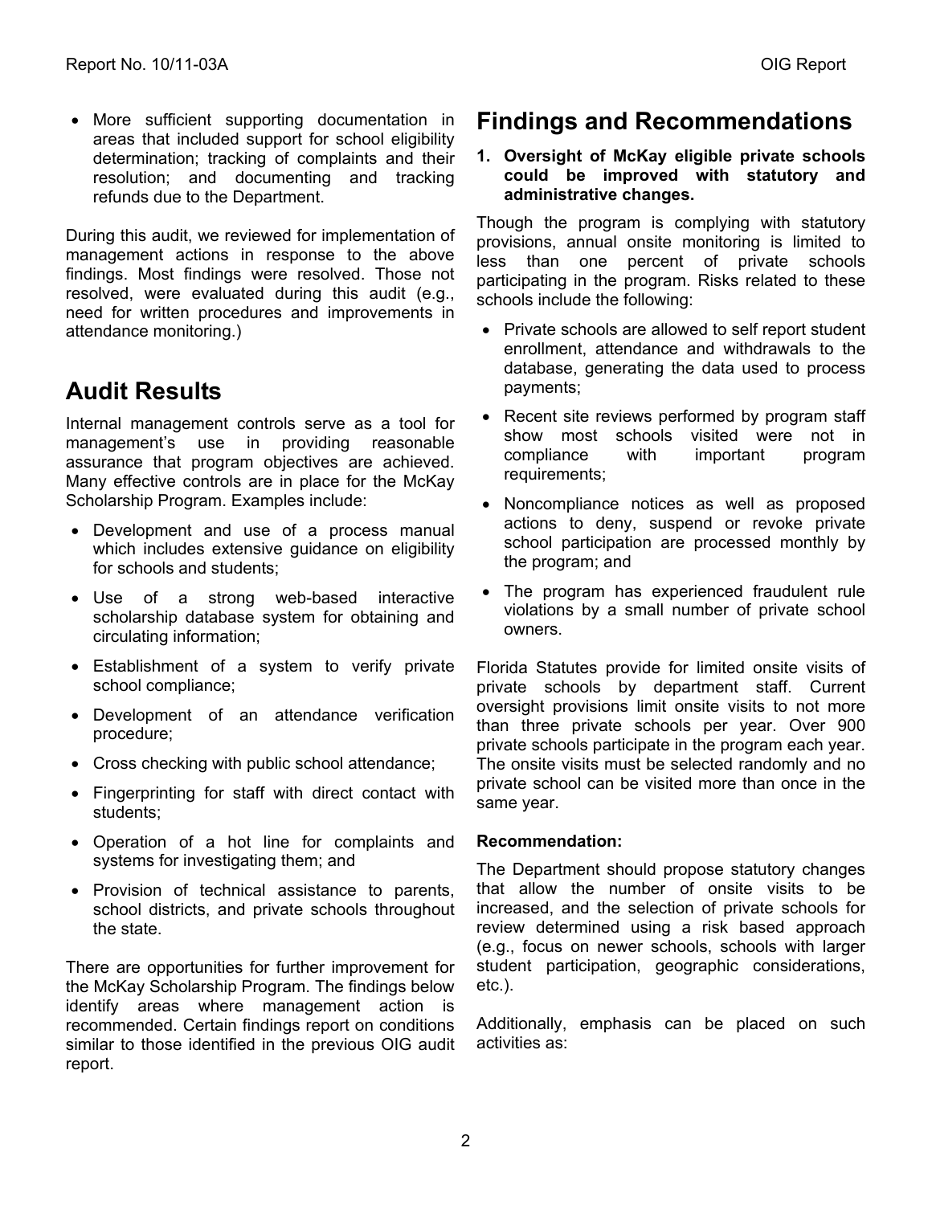- More sufficient supporting documentation in areas that included support for school eligibility determination; tracking of complaints and their resolution; and documenting and tracking refunds due to the Department.

During this audit, we reviewed for implementation of management actions in response to the above findings. Most findings were resolved. Those not resolved, were evaluated during this audit (e.g., need for written procedures and improvements in attendance monitoring.)

# Audit Results

Internal management controls serve as a tool for management's use in providing reasonable assurance that program objectives are achieved. Many effective controls are in place for the McKay Scholarship Program. Examples include:

- Development and use of a process manual which includes extensive guidance on eligibility for schools and students;
- Use of a strong web-based interactive scholarship database system for obtaining and circulating information;
- Establishment of a system to verify private school compliance;
- Development of an attendance verification procedure;
- Cross checking with public school attendance;
- Fingerprinting for staff with direct contact with students;
- Operation of a hot line for complaints and systems for investigating them; and
- Provision of technical assistance to parents, school districts, and private schools throughout the state.

There are opportunities for further improvement for the McKay Scholarship Program. The findings below identify areas where management action is recommended. Certain findings report on conditions similar to those identified in the previous OIG audit report.

# Findings and Recommendations

**1. Oversight of McKay eligible private schools could be improved with statutory and administrative changes.**

Though the program is complying with statutory provisions, annual onsite monitoring is limited to less than one percent of private schools participating in the program. Risks related to these schools include the following:

- Private schools are allowed to self report student enrollment, attendance and withdrawals to the database, generating the data used to process payments;
- Recent site reviews performed by program staff show most schools visited were not in compliance with important program requirements;
- Noncompliance notices as well as proposed actions to deny, suspend or revoke private school participation are processed monthly by the program; and
- The program has experienced fraudulent rule violations by a small number of private school owners.

Florida Statutes provide for limited onsite visits of private schools by department staff. Current oversight provisions limit onsite visits to not more than three private schools per year. Over 900 private schools participate in the program each year. The onsite visits must be selected randomly and no private school can be visited more than once in the same year.

**Recommendation:**

The Department should propose statutory changes that allow the number of onsite visits to be increased, and the selection of private schools for review determined using a risk based approach (e.g., focus on newer schools, schools with larger student participation, geographic considerations, etc.).

Additionally, emphasis can be placed on such activities as: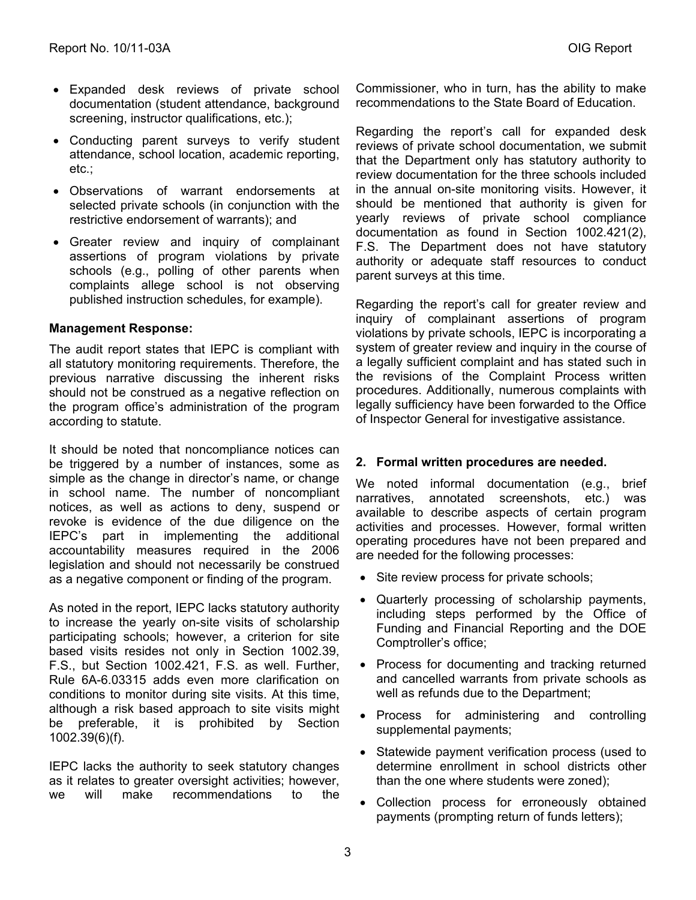- Expanded desk reviews of private school documentation (student attendance, background screening, instructor qualifications, etc.);
- Conducting parent surveys to verify student attendance, school location, academic reporting, etc.;
- Observations of warrant endorsements at selected private schools (in conjunction with the restrictive endorsement of warrants); and
- Greater review and inquiry of complainant assertions of program violations by private schools (e.g., polling of other parents when complaints allege school is not observing published instruction schedules, for example).

**Management Response:**

The audit report states that IEPC is compliant with all statutory monitoring requirements. Therefore, the previous narrative discussing the inherent risks should not be construed as a negative reflection on the program office's administration of the program according to statute.

It should be noted that noncompliance notices can be triggered by a number of instances, some as simple as the change in director's name, or change in school name. The number of noncompliant notices, as well as actions to deny, suspend or revoke is evidence of the due diligence on the IEPC's part in implementing the additional accountability measures required in the 2006 legislation and should not necessarily be construed as a negative component or finding of the program.

As noted in the report, IEPC lacks statutory authority to increase the yearly on-site visits of scholarship participating schools; however, a criterion for site based visits resides not only in Section 1002.39, F.S., but Section 1002.421, F.S. as well. Further, Rule 6A-6.03315 adds even more clarification on conditions to monitor during site visits. At this time, although a risk based approach to site visits might be preferable, it is prohibited by Section 1002.39(6)(f).

IEPC lacks the authority to seek statutory changes as it relates to greater oversight activities; however, we will make recommendations to the Commissioner, who in turn, has the ability to make recommendations to the State Board of Education.

Regarding the report's call for expanded desk reviews of private school documentation, we submit that the Department only has statutory authority to review documentation for the three schools included in the annual on-site monitoring visits. However, it should be mentioned that authority is given for yearly reviews of private school compliance documentation as found in Section 1002.421(2), F.S. The Department does not have statutory authority or adequate staff resources to conduct parent surveys at this time.

Regarding the report's call for greater review and inquiry of complainant assertions of program violations by private schools, IEPC is incorporating a system of greater review and inquiry in the course of a legally sufficient complaint and has stated such in the revisions of the Complaint Process written procedures. Additionally, numerous complaints with legally sufficiency have been forwarded to the Office of Inspector General for investigative assistance.

### 2. Formal written procedures are needed.

We noted informal documentation (e.g., brief narratives, annotated screenshots, etc.) was available to describe aspects of certain program activities and processes. However, formal written operating procedures have not been prepared and are needed for the following processes:

- Site review process for private schools;
- Quarterly processing of scholarship payments, including steps performed by the Office of Funding and Financial Reporting and the DOE Comptroller's office;
- Process for documenting and tracking returned and cancelled warrants from private schools as well as refunds due to the Department;
- Process for administering and controlling supplemental payments;
- Statewide payment verification process (used to determine enrollment in school districts other than the one where students were zoned);
- Collection process for erroneously obtained payments (prompting return of funds letters);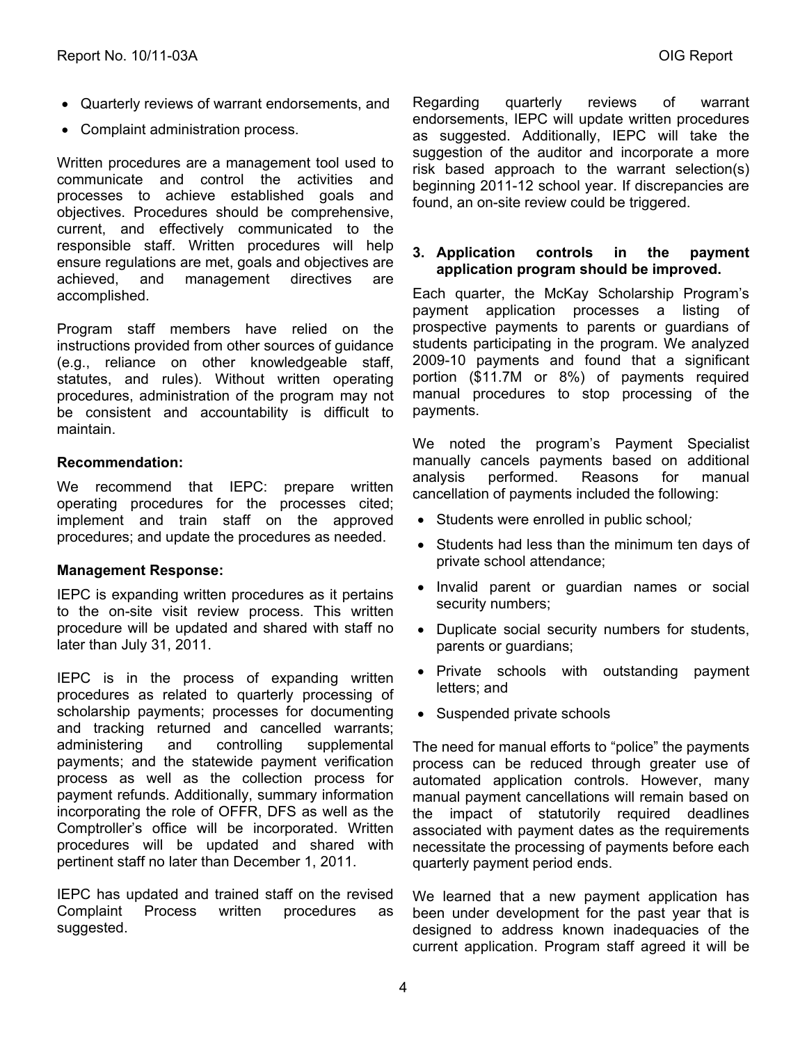- Quarterly reviews of warrant endorsements, and
- Complaint administration process.

Written procedures are a management tool used to communicate and control the activities and processes to achieve established goals and objectives. Procedures should be comprehensive, current, and effectively communicated to the responsible staff. Written procedures will help ensure regulations are met, goals and objectives are achieved, and management directives are accomplished.

Program staff members have relied on the instructions provided from other sources of guidance (e.g., reliance on other knowledgeable staff, statutes, and rules). Without written operating procedures, administration of the program may not be consistent and accountability is difficult to maintain.

**Recommendation:**

We recommend that IEPC: prepare written operating procedures for the processes cited; implement and train staff on the approved procedures; and update the procedures as needed.

**Management Response:**

IEPC is expanding written procedures as it pertains to the on-site visit review process. This written procedure will be updated and shared with staff no later than July 31, 2011.

IEPC is in the process of expanding written procedures as related to quarterly processing of scholarship payments; processes for documenting and tracking returned and cancelled warrants; administering and controlling supplemental payments; and the statewide payment verification process as well as the collection process for payment refunds. Additionally, summary information incorporating the role of OFFR, DFS as well as the Comptroller's office will be incorporated. Written procedures will be updated and shared with pertinent staff no later than December 1, 2011.

IEPC has updated and trained staff on the revised Complaint Process written procedures as suggested.

Regarding quarterly reviews of warrant endorsements, IEPC will update written procedures as suggested. Additionally, IEPC will take the suggestion of the auditor and incorporate a more risk based approach to the warrant selection(s) beginning 2011-12 school year. If discrepancies are found, an on-site review could be triggered.

**3. Application controls in the payment application program should be improved.**

Each quarter, the McKay Scholarship Program's payment application processes a listing of prospective payments to parents or guardians of students participating in the program. We analyzed 2009-10 payments and found that a significant portion ($11.7M or 8%) of payments required manual procedures to stop processing of the payments.

We noted the program's Payment Specialist manually cancels payments based on additional analysis performed. Reasons for manual cancellation of payments included the following:

- Students were enrolled in public school*;*
- Students had less than the minimum ten days of private school attendance;
- Invalid parent or guardian names or social security numbers;
- Duplicate social security numbers for students, parents or guardians;
- Private schools with outstanding payment letters; and
- Suspended private schools

The need for manual efforts to "police" the payments process can be reduced through greater use of automated application controls. However, many manual payment cancellations will remain based on the impact of statutorily required deadlines associated with payment dates as the requirements necessitate the processing of payments before each quarterly payment period ends.

We learned that a new payment application has been under development for the past year that is designed to address known inadequacies of the current application. Program staff agreed it will be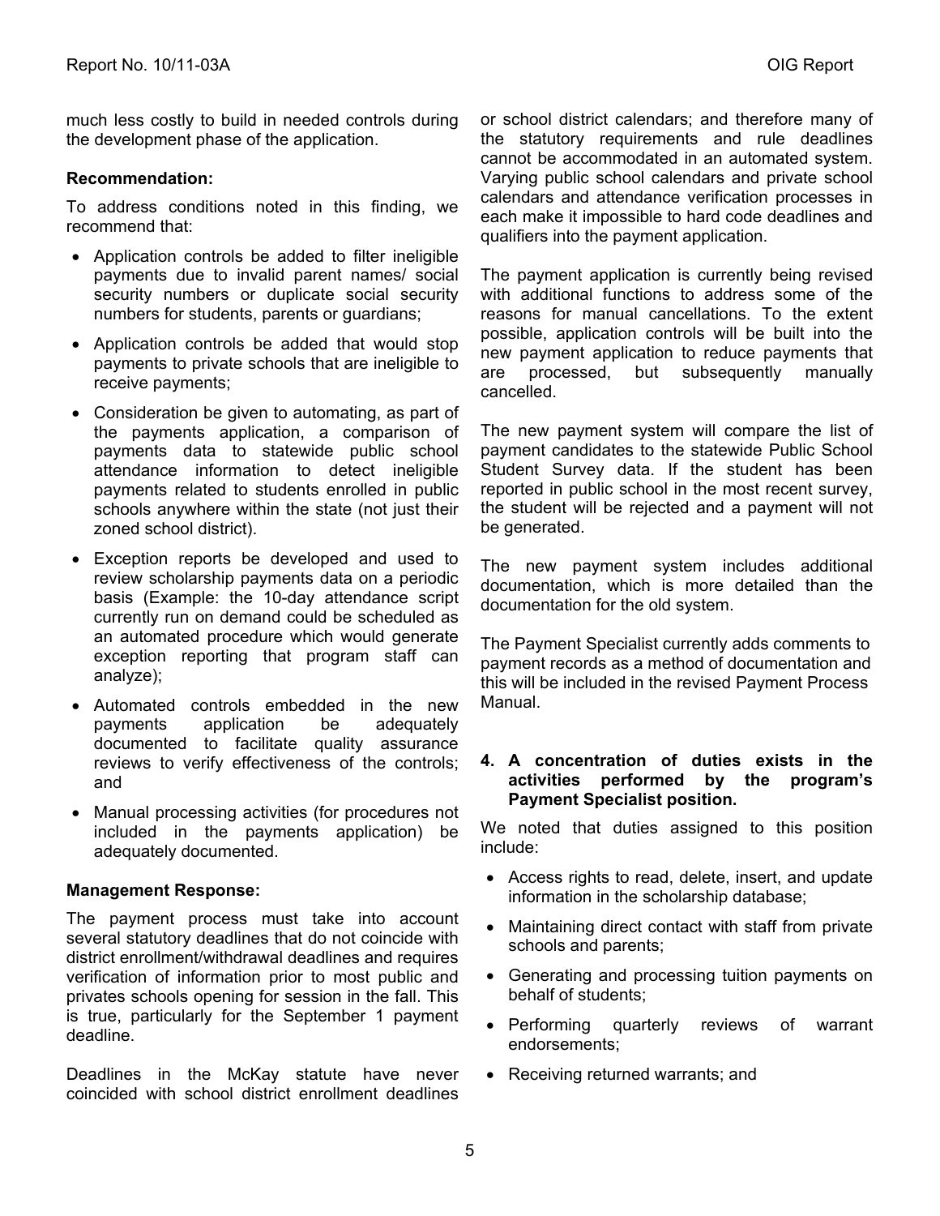much less costly to build in needed controls during the development phase of the application.

**Recommendation:**

To address conditions noted in this finding, we recommend that:

- Application controls be added to filter ineligible payments due to invalid parent names/ social security numbers or duplicate social security numbers for students, parents or guardians;
- Application controls be added that would stop payments to private schools that are ineligible to receive payments;
- Consideration be given to automating, as part of the payments application, a comparison of payments data to statewide public school attendance information to detect ineligible payments related to students enrolled in public schools anywhere within the state (not just their zoned school district).
- Exception reports be developed and used to review scholarship payments data on a periodic basis (Example: the 10-day attendance script currently run on demand could be scheduled as an automated procedure which would generate exception reporting that program staff can analyze);
- Automated controls embedded in the new payments application be adequately documented to facilitate quality assurance reviews to verify effectiveness of the controls; and
- Manual processing activities (for procedures not included in the payments application) be adequately documented.

**Management Response:**

The payment process must take into account several statutory deadlines that do not coincide with district enrollment/withdrawal deadlines and requires verification of information prior to most public and privates schools opening for session in the fall. This is true, particularly for the September 1 payment deadline.

Deadlines in the McKay statute have never coincided with school district enrollment deadlines or school district calendars; and therefore many of the statutory requirements and rule deadlines cannot be accommodated in an automated system. Varying public school calendars and private school calendars and attendance verification processes in each make it impossible to hard code deadlines and qualifiers into the payment application.

The payment application is currently being revised with additional functions to address some of the reasons for manual cancellations. To the extent possible, application controls will be built into the new payment application to reduce payments that are processed, but subsequently manually cancelled.

The new payment system will compare the list of payment candidates to the statewide Public School Student Survey data. If the student has been reported in public school in the most recent survey, the student will be rejected and a payment will not be generated.

The new payment system includes additional documentation, which is more detailed than the documentation for the old system.

The Payment Specialist currently adds comments to payment records as a method of documentation and this will be included in the revised Payment Process Manual.

**4. A concentration of duties exists in the activities performed by the program's Payment Specialist position.**

We noted that duties assigned to this position include:

- Access rights to read, delete, insert, and update information in the scholarship database;
- Maintaining direct contact with staff from private schools and parents;
- Generating and processing tuition payments on behalf of students;
- Performing quarterly reviews of warrant endorsements;
- Receiving returned warrants; and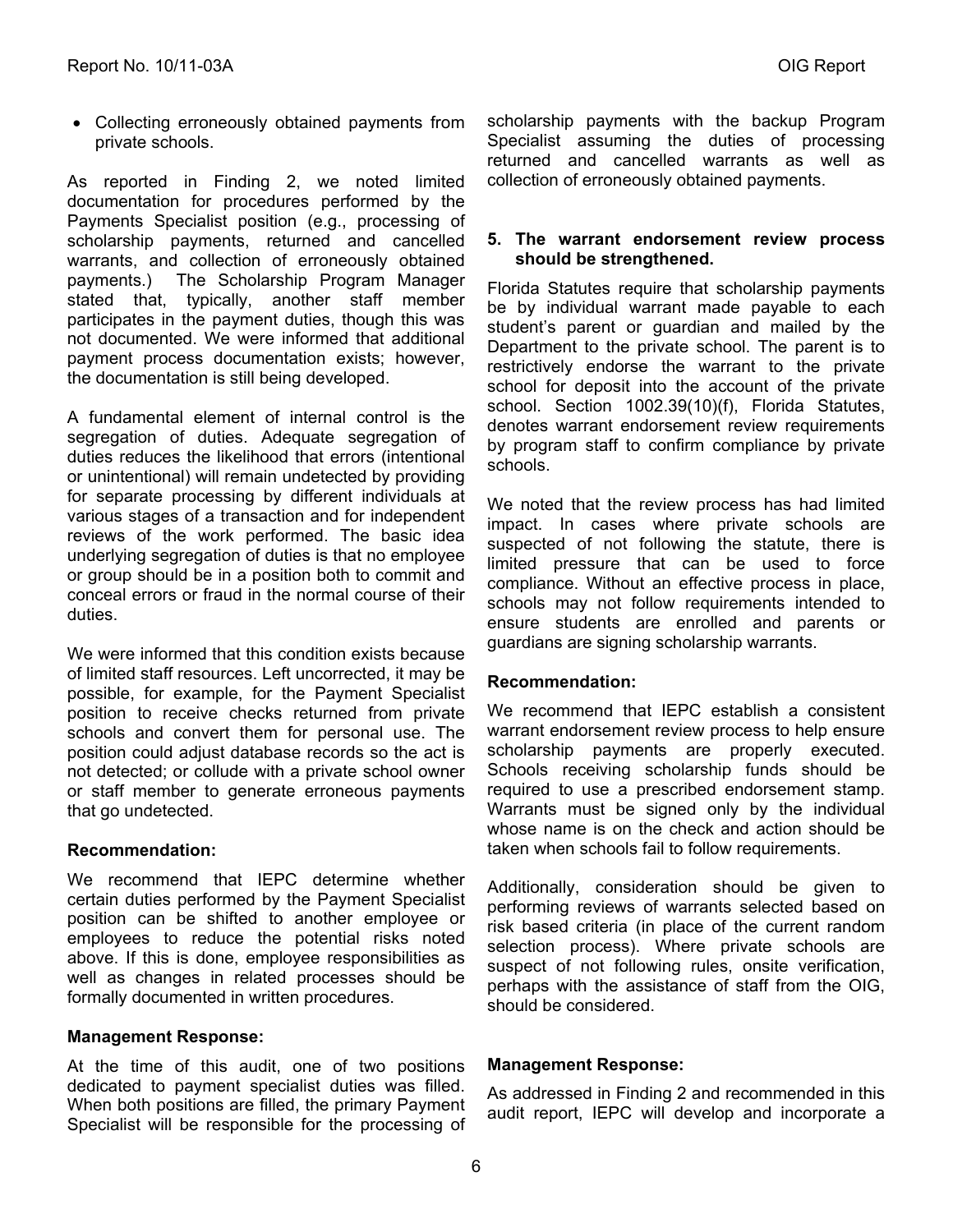- Collecting erroneously obtained payments from private schools.

As reported in Finding 2, we noted limited documentation for procedures performed by the Payments Specialist position (e.g., processing of scholarship payments, returned and cancelled warrants, and collection of erroneously obtained payments.) The Scholarship Program Manager stated that, typically, another staff member participates in the payment duties, though this was not documented. We were informed that additional payment process documentation exists; however, the documentation is still being developed.

A fundamental element of internal control is the segregation of duties. Adequate segregation of duties reduces the likelihood that errors (intentional or unintentional) will remain undetected by providing for separate processing by different individuals at various stages of a transaction and for independent reviews of the work performed. The basic idea underlying segregation of duties is that no employee or group should be in a position both to commit and conceal errors or fraud in the normal course of their duties.

We were informed that this condition exists because of limited staff resources. Left uncorrected, it may be possible, for example, for the Payment Specialist position to receive checks returned from private schools and convert them for personal use. The position could adjust database records so the act is not detected; or collude with a private school owner or staff member to generate erroneous payments that go undetected.

**Recommendation:**

We recommend that IEPC determine whether certain duties performed by the Payment Specialist position can be shifted to another employee or employees to reduce the potential risks noted above. If this is done, employee responsibilities as well as changes in related processes should be formally documented in written procedures.

**Management Response:**

At the time of this audit, one of two positions dedicated to payment specialist duties was filled. When both positions are filled, the primary Payment Specialist will be responsible for the processing of scholarship payments with the backup Program Specialist assuming the duties of processing returned and cancelled warrants as well as collection of erroneously obtained payments.

**5. The warrant endorsement review process should be strengthened.**

Florida Statutes require that scholarship payments be by individual warrant made payable to each student's parent or guardian and mailed by the Department to the private school. The parent is to restrictively endorse the warrant to the private school for deposit into the account of the private school. Section 1002.39(10)(f), Florida Statutes, denotes warrant endorsement review requirements by program staff to confirm compliance by private schools.

We noted that the review process has had limited impact. In cases where private schools are suspected of not following the statute, there is limited pressure that can be used to force compliance. Without an effective process in place, schools may not follow requirements intended to ensure students are enrolled and parents or guardians are signing scholarship warrants.

**Recommendation:**

We recommend that IEPC establish a consistent warrant endorsement review process to help ensure scholarship payments are properly executed. Schools receiving scholarship funds should be required to use a prescribed endorsement stamp. Warrants must be signed only by the individual whose name is on the check and action should be taken when schools fail to follow requirements.

Additionally, consideration should be given to performing reviews of warrants selected based on risk based criteria (in place of the current random selection process). Where private schools are suspect of not following rules, onsite verification, perhaps with the assistance of staff from the OIG, should be considered.

**Management Response:**

As addressed in Finding 2 and recommended in this audit report, IEPC will develop and incorporate a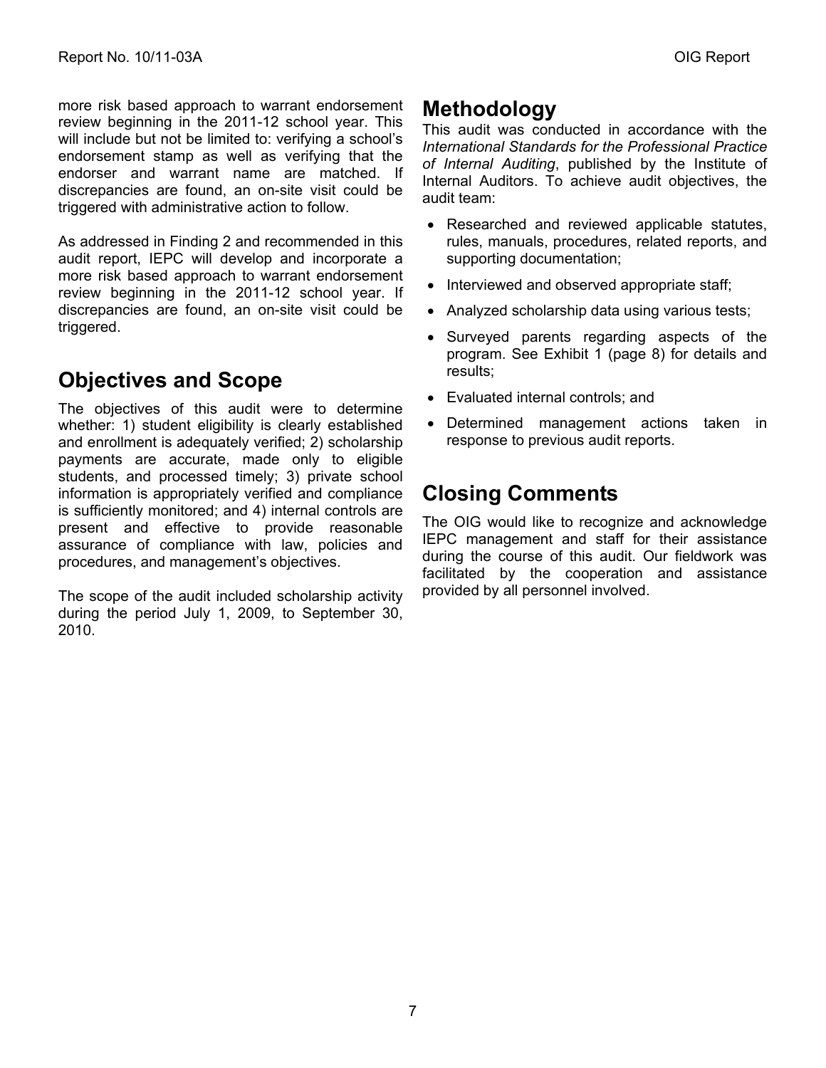more risk based approach to warrant endorsement review beginning in the 2011-12 school year. This will include but not be limited to: verifying a school's endorsement stamp as well as verifying that the endorser and warrant name are matched. If discrepancies are found, an on-site visit could be triggered with administrative action to follow.

As addressed in Finding 2 and recommended in this audit report, IEPC will develop and incorporate a more risk based approach to warrant endorsement review beginning in the 2011-12 school year. If discrepancies are found, an on-site visit could be triggered.

## Objectives and Scope

The objectives of this audit were to determine whether: 1) student eligibility is clearly established and enrollment is adequately verified; 2) scholarship payments are accurate, made only to eligible students, and processed timely; 3) private school information is appropriately verified and compliance is sufficiently monitored; and 4) internal controls are present and effective to provide reasonable assurance of compliance with law, policies and procedures, and management's objectives.

The scope of the audit included scholarship activity during the period July 1, 2009, to September 30, 2010.

## Methodology

This audit was conducted in accordance with the *International Standards for the Professional Practice of Internal Auditing*, published by the Institute of Internal Auditors. To achieve audit objectives, the audit team:

- Researched and reviewed applicable statutes, rules, manuals, procedures, related reports, and supporting documentation;
- Interviewed and observed appropriate staff;
- Analyzed scholarship data using various tests;
- Surveyed parents regarding aspects of the program. See Exhibit 1 (page 8) for details and results;
- Evaluated internal controls; and
- Determined management actions taken in response to previous audit reports.

## Closing Comments

The OIG would like to recognize and acknowledge IEPC management and staff for their assistance during the course of this audit. Our fieldwork was facilitated by the cooperation and assistance provided by all personnel involved.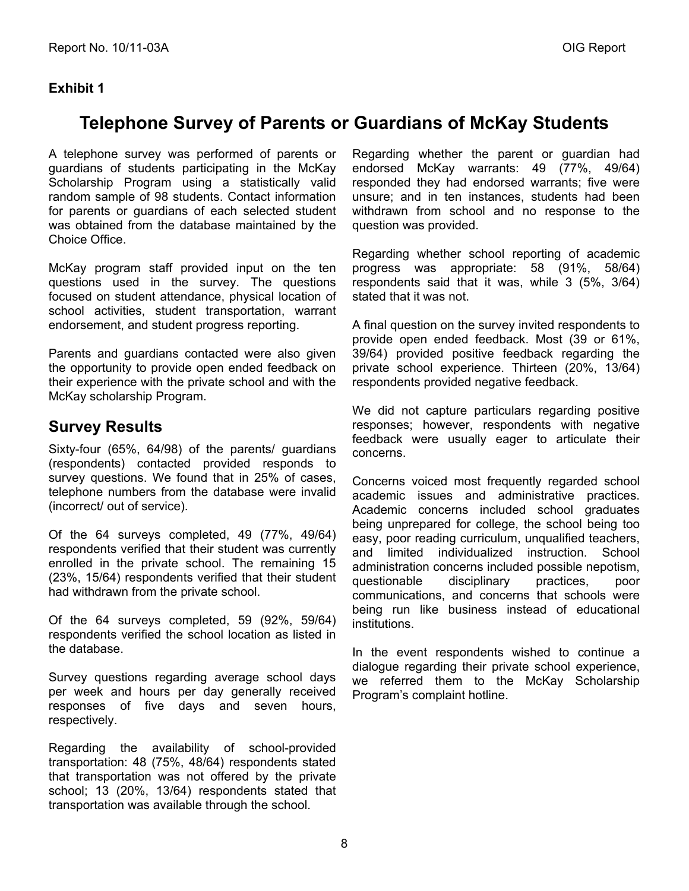**Exhibit 1**

# Telephone Survey of Parents or Guardians of McKay Students

A telephone survey was performed of parents or guardians of students participating in the McKay Scholarship Program using a statistically valid random sample of 98 students. Contact information for parents or guardians of each selected student was obtained from the database maintained by the Choice Office.

McKay program staff provided input on the ten questions used in the survey. The questions focused on student attendance, physical location of school activities, student transportation, warrant endorsement, and student progress reporting.

Parents and guardians contacted were also given the opportunity to provide open ended feedback on their experience with the private school and with the McKay scholarship Program.

## Survey Results

Sixty-four (65%, 64/98) of the parents/ guardians (respondents) contacted provided responds to survey questions. We found that in 25% of cases, telephone numbers from the database were invalid (incorrect/ out of service).

Of the 64 surveys completed, 49 (77%, 49/64) respondents verified that their student was currently enrolled in the private school. The remaining 15 (23%, 15/64) respondents verified that their student had withdrawn from the private school.

Of the 64 surveys completed, 59 (92%, 59/64) respondents verified the school location as listed in the database.

Survey questions regarding average school days per week and hours per day generally received responses of five days and seven hours, respectively.

Regarding the availability of school-provided transportation: 48 (75%, 48/64) respondents stated that transportation was not offered by the private school; 13 (20%, 13/64) respondents stated that transportation was available through the school.

Regarding whether the parent or guardian had endorsed McKay warrants: 49 (77%, 49/64) responded they had endorsed warrants; five were unsure; and in ten instances, students had been withdrawn from school and no response to the question was provided.

Regarding whether school reporting of academic progress was appropriate: 58 (91%, 58/64) respondents said that it was, while 3 (5%, 3/64) stated that it was not.

A final question on the survey invited respondents to provide open ended feedback. Most (39 or 61%, 39/64) provided positive feedback regarding the private school experience. Thirteen (20%, 13/64) respondents provided negative feedback.

We did not capture particulars regarding positive responses; however, respondents with negative feedback were usually eager to articulate their concerns.

Concerns voiced most frequently regarded school academic issues and administrative practices. Academic concerns included school graduates being unprepared for college, the school being too easy, poor reading curriculum, unqualified teachers, and limited individualized instruction. School administration concerns included possible nepotism, questionable disciplinary practices, poor communications, and concerns that schools were being run like business instead of educational institutions.

In the event respondents wished to continue a dialogue regarding their private school experience, we referred them to the McKay Scholarship Program's complaint hotline.